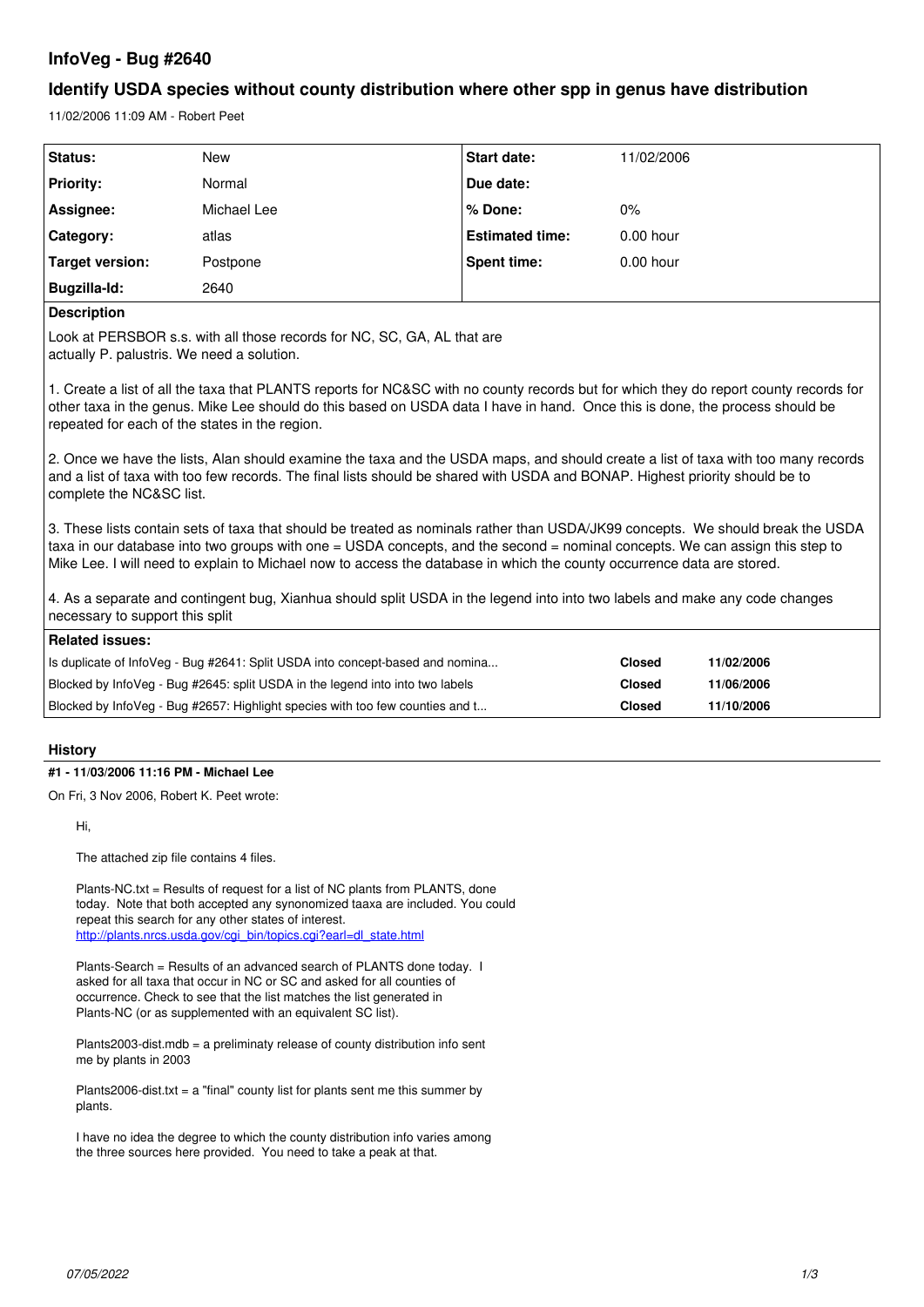# InfoVeg - Bug #2640

## Identify USDA species without county distribution where other spp in genus have distribution

11/02/2006 11:09 AM - Robert Peet

| Status: | New | Start date: | 11/02/2006 |
|---|---|---|---|
| Priority: | Normal | Due date: | |
| Assignee: | Michael Lee | % Done: | 0% |
| Category: | atlas | Estimated time: | 0.00 hour |
| Target version: | Postpone | Spent time: | 0.00 hour |
| Bugzilla-Id: | 2640 | | |

**Description**

Look at PERSBOR s.s. with all those records for NC, SC, GA, AL that are actually P. palustris. We need a solution.

1. Create a list of all the taxa that PLANTS reports for NC&SC with no county records but for which they do report county records for other taxa in the genus. Mike Lee should do this based on USDA data I have in hand. Once this is done, the process should be repeated for each of the states in the region.

2. Once we have the lists, Alan should examine the taxa and the USDA maps, and should create a list of taxa with too many records and a list of taxa with too few records. The final lists should be shared with USDA and BONAP. Highest priority should be to complete the NC&SC list.

3. These lists contain sets of taxa that should be treated as nominals rather than USDA/JK99 concepts. We should break the USDA taxa in our database into two groups with one = USDA concepts, and the second = nominal concepts. We can assign this step to Mike Lee. I will need to explain to Michael now to access the database in which the county occurrence data are stored.

4. As a separate and contingent bug, Xianhua should split USDA in the legend into into two labels and make any code changes necessary to support this split

**Related issues:**

| | | |
|---|---|---|
| Is duplicate of InfoVeg - Bug #2641: Split USDA into concept-based and nomina... | Closed | 11/02/2006 |
| Blocked by InfoVeg - Bug #2645: split USDA in the legend into into two labels | Closed | 11/06/2006 |
| Blocked by InfoVeg - Bug #2657: Highlight species with too few counties and t... | Closed | 11/10/2006 |

### History

#### #1 - 11/03/2006 11:16 PM - Michael Lee

On Fri, 3 Nov 2006, Robert K. Peet wrote:

> Hi,
>
> The attached zip file contains 4 files.
>
> Plants-NC.txt = Results of request for a list of NC plants from PLANTS, done today. Note that both accepted any synonomized taaxa are included. You could repeat this search for any other states of interest.
> http://plants.nrcs.usda.gov/cgi_bin/topics.cgi?earl=dl_state.html
>
> Plants-Search = Results of an advanced search of PLANTS done today. I asked for all taxa that occur in NC or SC and asked for all counties of occurrence. Check to see that the list matches the list generated in Plants-NC (or as supplemented with an equivalent SC list).
>
> Plants2003-dist.mdb = a preliminaty release of county distribution info sent me by plants in 2003
>
> Plants2006-dist.txt = a "final" county list for plants sent me this summer by plants.
>
> I have no idea the degree to which the county distribution info varies among the three sources here provided. You need to take a peak at that.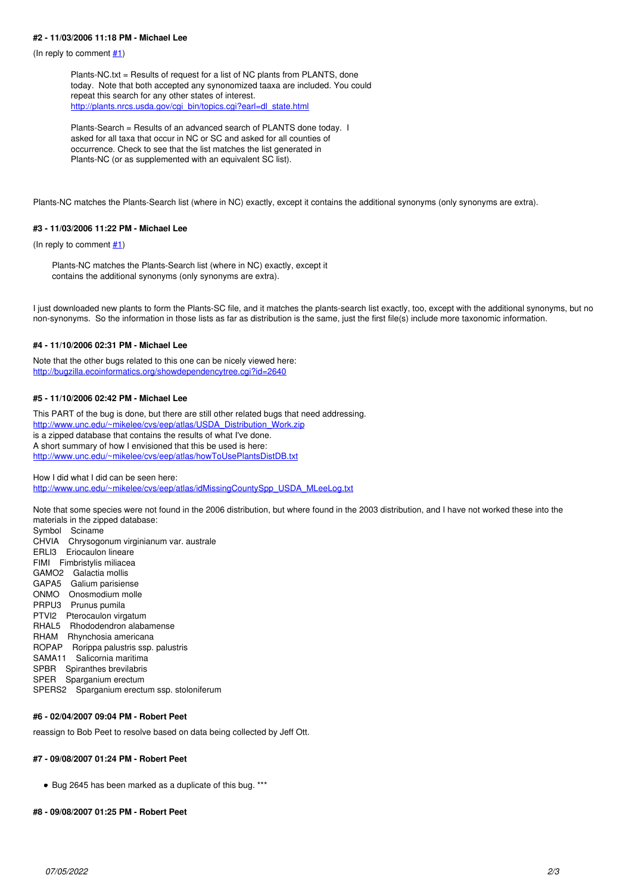#### #2 - 11/03/2006 11:18 PM - Michael Lee

(In reply to comment #1)

> Plants-NC.txt = Results of request for a list of NC plants from PLANTS, done today. Note that both accepted any synonomized taaxa are included. You could repeat this search for any other states of interest.
> http://plants.nrcs.usda.gov/cgi_bin/topics.cgi?earl=dl_state.html
>
> Plants-Search = Results of an advanced search of PLANTS done today. I asked for all taxa that occur in NC or SC and asked for all counties of occurrence. Check to see that the list matches the list generated in Plants-NC (or as supplemented with an equivalent SC list).

Plants-NC matches the Plants-Search list (where in NC) exactly, except it contains the additional synonyms (only synonyms are extra).

#### #3 - 11/03/2006 11:22 PM - Michael Lee

(In reply to comment #1)

> Plants-NC matches the Plants-Search list (where in NC) exactly, except it contains the additional synonyms (only synonyms are extra).

I just downloaded new plants to form the Plants-SC file, and it matches the plants-search list exactly, too, except with the additional synonyms, but no non-synonyms. So the information in those lists as far as distribution is the same, just the first file(s) include more taxonomic information.

#### #4 - 11/10/2006 02:31 PM - Michael Lee

Note that the other bugs related to this one can be nicely viewed here:
http://bugzilla.ecoinformatics.org/showdependencytree.cgi?id=2640

#### #5 - 11/10/2006 02:42 PM - Michael Lee

This PART of the bug is done, but there are still other related bugs that need addressing.
http://www.unc.edu/~mikelee/cvs/eep/atlas/USDA_Distribution_Work.zip
is a zipped database that contains the results of what I've done.
A short summary of how I envisioned that this be used is here:
http://www.unc.edu/~mikelee/cvs/eep/atlas/howToUsePlantsDistDB.txt

How I did what I did can be seen here:
http://www.unc.edu/~mikelee/cvs/eep/atlas/idMissingCountySpp_USDA_MLeeLog.txt

Note that some species were not found in the 2006 distribution, but where found in the 2003 distribution, and I have not worked these into the materials in the zipped database:
Symbol Sciname
CHVIA Chrysogonum virginianum var. australe
ERLI3 Eriocaulon lineare
FIMI Fimbristylis miliacea
GAMO2 Galactia mollis
GAPA5 Galium parisiense
ONMO Onosmodium molle
PRPU3 Prunus pumila
PTVI2 Pterocaulon virgatum
RHAL5 Rhododendron alabamense
RHAM Rhynchosia americana
ROPAP Rorippa palustris ssp. palustris
SAMA11 Salicornia maritima
SPBR Spiranthes brevilabris
SPER Sparganium erectum
SPERS2 Sparganium erectum ssp. stoloniferum

#### #6 - 02/04/2007 09:04 PM - Robert Peet

reassign to Bob Peet to resolve based on data being collected by Jeff Ott.

#### #7 - 09/08/2007 01:24 PM - Robert Peet

- Bug 2645 has been marked as a duplicate of this bug. ***

#### #8 - 09/08/2007 01:25 PM - Robert Peet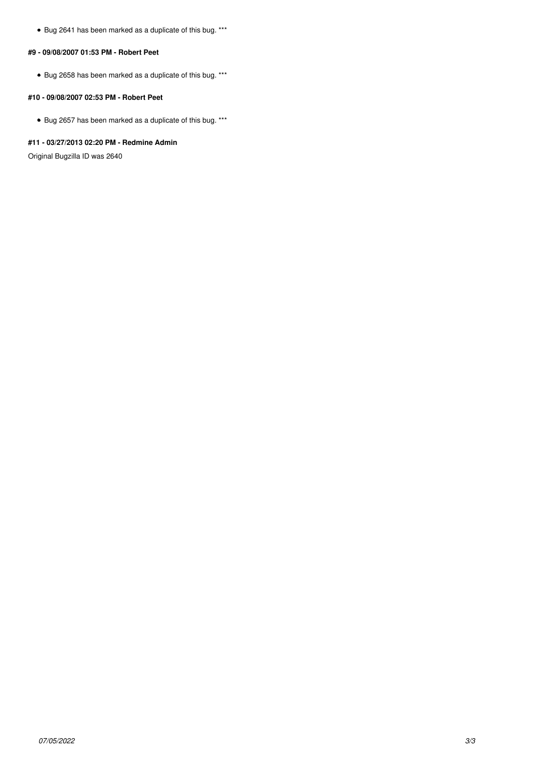- Bug 2641 has been marked as a duplicate of this bug. ***

#### #9 - 09/08/2007 01:53 PM - Robert Peet

- Bug 2658 has been marked as a duplicate of this bug. ***

#### #10 - 09/08/2007 02:53 PM - Robert Peet

- Bug 2657 has been marked as a duplicate of this bug. ***

#### #11 - 03/27/2013 02:20 PM - Redmine Admin

Original Bugzilla ID was 2640